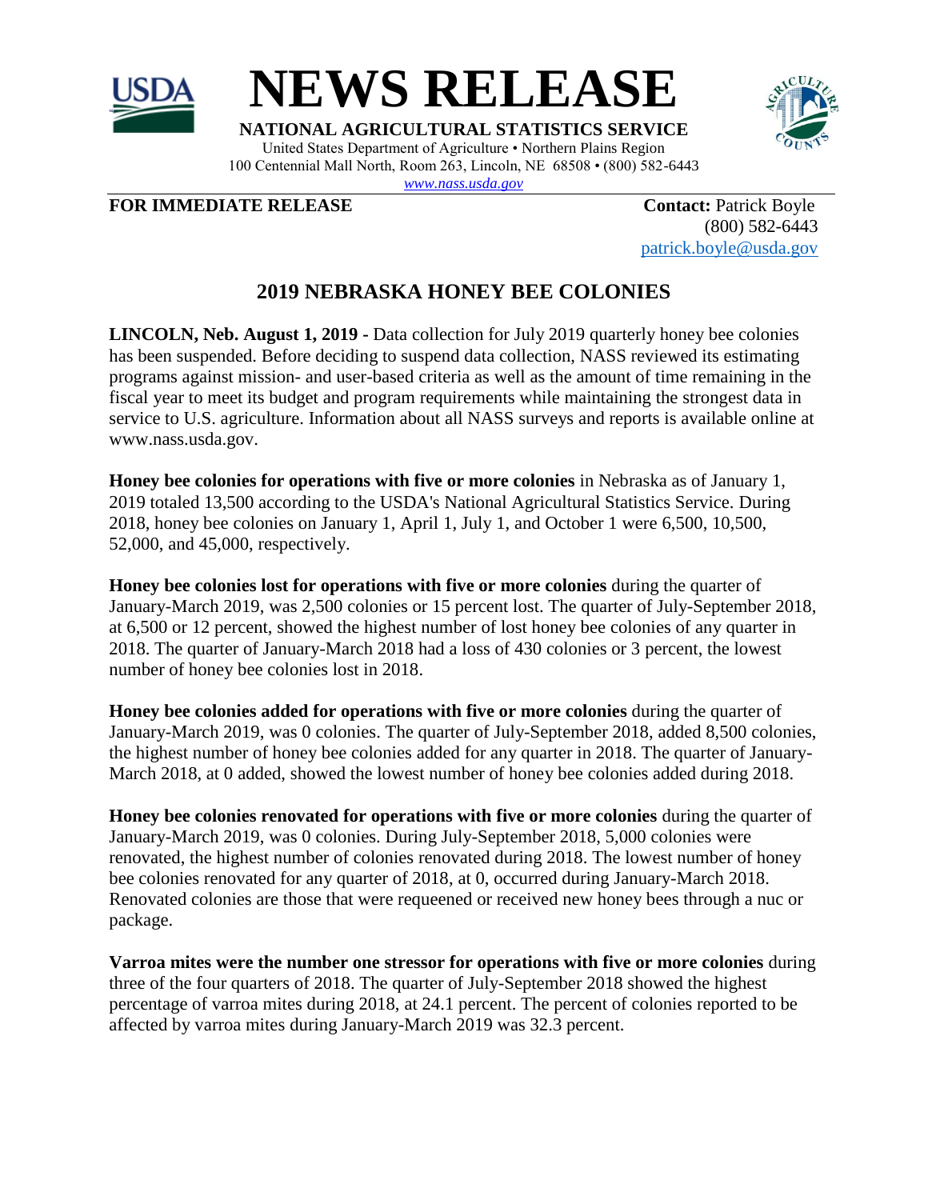# NEWS RELEASE

**NATIONAL AGRICULTURAL STATISTICS SERVICE**

United States Department of Agriculture • Northern Plains Region
100 Centennial Mall North, Room 263, Lincoln, NE 68508 • (800) 582-6443
www.nass.usda.gov

**FOR IMMEDIATE RELEASE**

**Contact:** Patrick Boyle
(800) 582-6443
patrick.boyle@usda.gov

## 2019 NEBRASKA HONEY BEE COLONIES

**LINCOLN, Neb. August 1, 2019 -** Data collection for July 2019 quarterly honey bee colonies has been suspended. Before deciding to suspend data collection, NASS reviewed its estimating programs against mission- and user-based criteria as well as the amount of time remaining in the fiscal year to meet its budget and program requirements while maintaining the strongest data in service to U.S. agriculture. Information about all NASS surveys and reports is available online at www.nass.usda.gov.

**Honey bee colonies for operations with five or more colonies** in Nebraska as of January 1, 2019 totaled 13,500 according to the USDA's National Agricultural Statistics Service. During 2018, honey bee colonies on January 1, April 1, July 1, and October 1 were 6,500, 10,500, 52,000, and 45,000, respectively.

**Honey bee colonies lost for operations with five or more colonies** during the quarter of January-March 2019, was 2,500 colonies or 15 percent lost. The quarter of July-September 2018, at 6,500 or 12 percent, showed the highest number of lost honey bee colonies of any quarter in 2018. The quarter of January-March 2018 had a loss of 430 colonies or 3 percent, the lowest number of honey bee colonies lost in 2018.

**Honey bee colonies added for operations with five or more colonies** during the quarter of January-March 2019, was 0 colonies. The quarter of July-September 2018, added 8,500 colonies, the highest number of honey bee colonies added for any quarter in 2018. The quarter of January-March 2018, at 0 added, showed the lowest number of honey bee colonies added during 2018.

**Honey bee colonies renovated for operations with five or more colonies** during the quarter of January-March 2019, was 0 colonies. During July-September 2018, 5,000 colonies were renovated, the highest number of colonies renovated during 2018. The lowest number of honey bee colonies renovated for any quarter of 2018, at 0, occurred during January-March 2018. Renovated colonies are those that were requeened or received new honey bees through a nuc or package.

**Varroa mites were the number one stressor for operations with five or more colonies** during three of the four quarters of 2018. The quarter of July-September 2018 showed the highest percentage of varroa mites during 2018, at 24.1 percent. The percent of colonies reported to be affected by varroa mites during January-March 2019 was 32.3 percent.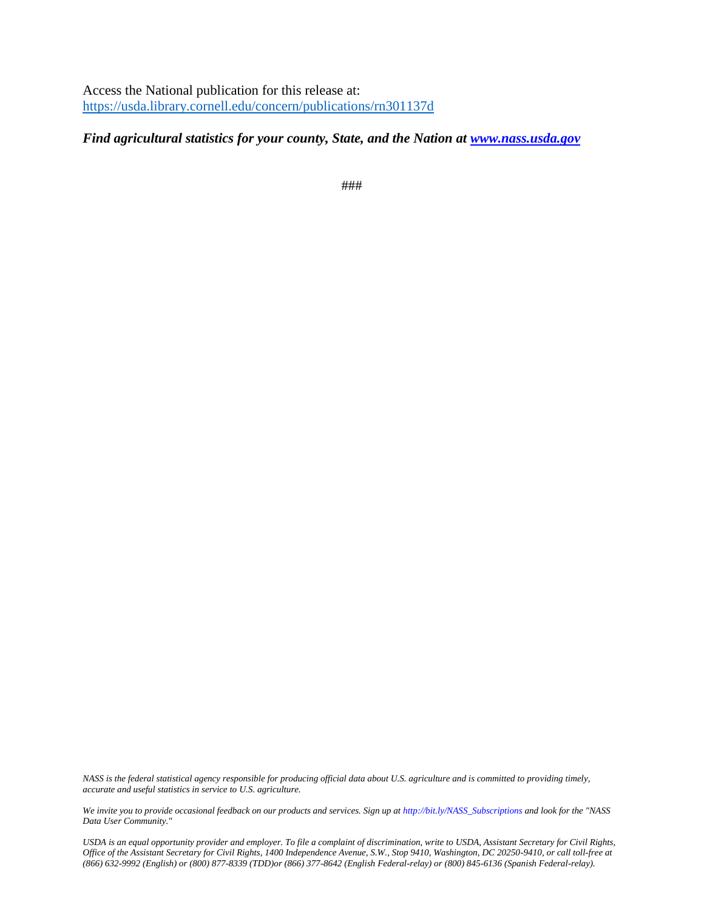Access the National publication for this release at:
https://usda.library.cornell.edu/concern/publications/rn301137d

***Find agricultural statistics for your county, State, and the Nation at www.nass.usda.gov***

###

*NASS is the federal statistical agency responsible for producing official data about U.S. agriculture and is committed to providing timely, accurate and useful statistics in service to U.S. agriculture.*

*We invite you to provide occasional feedback on our products and services. Sign up at http://bit.ly/NASS_Subscriptions and look for the "NASS Data User Community."*

*USDA is an equal opportunity provider and employer. To file a complaint of discrimination, write to USDA, Assistant Secretary for Civil Rights, Office of the Assistant Secretary for Civil Rights, 1400 Independence Avenue, S.W., Stop 9410, Washington, DC 20250-9410, or call toll-free at (866) 632-9992 (English) or (800) 877-8339 (TDD)or (866) 377-8642 (English Federal-relay) or (800) 845-6136 (Spanish Federal-relay).*